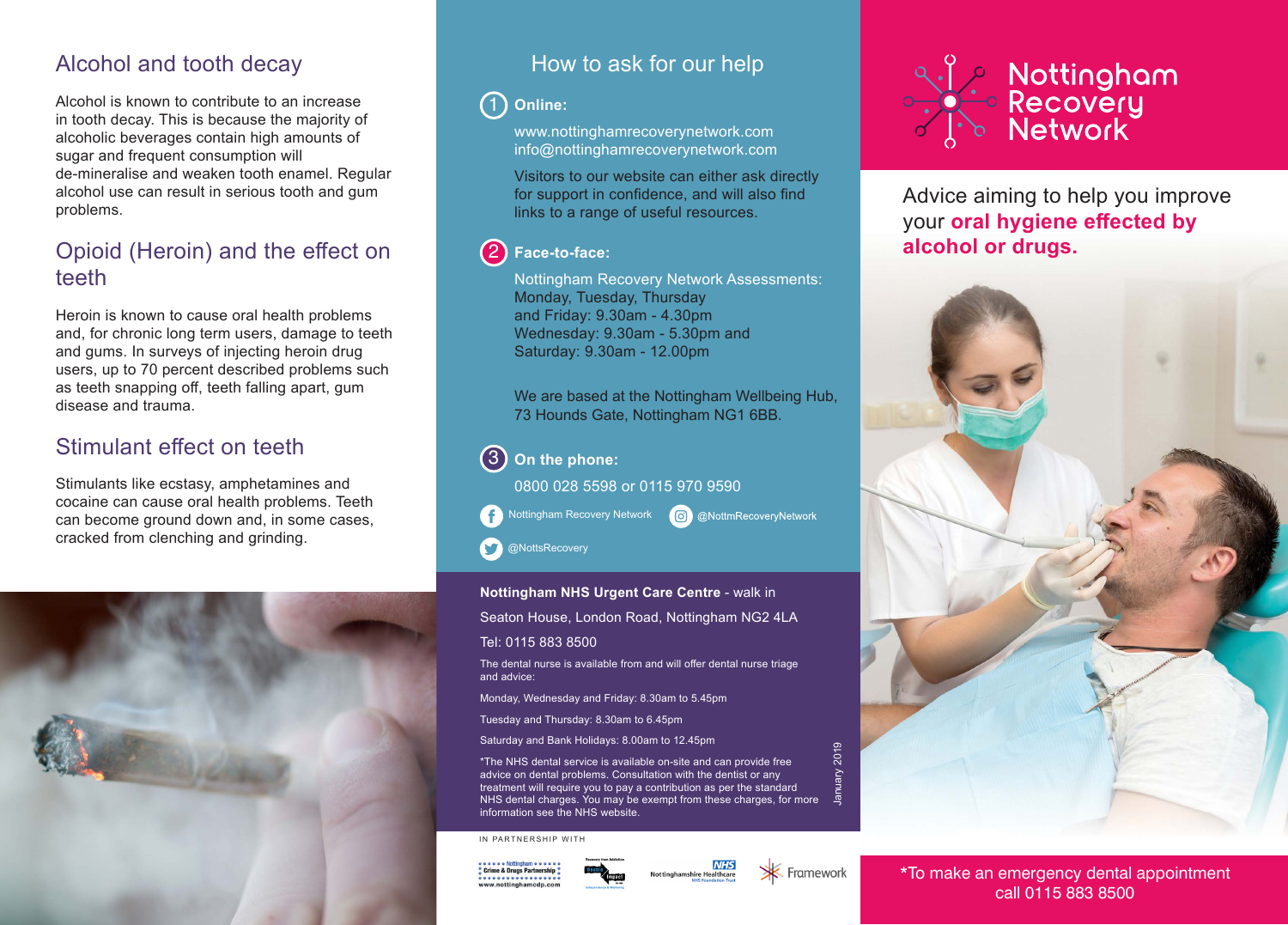## Alcohol and tooth decay

Alcohol is known to contribute to an increase in tooth decay. This is because the majority of alcoholic beverages contain high amounts of sugar and frequent consumption will de-mineralise and weaken tooth enamel. Regular alcohol use can result in serious tooth and gum problems.

## Opioid (Heroin) and the effect on teeth

Heroin is known to cause oral health problems and, for chronic long term users, damage to teeth and gums. In surveys of injecting heroin drug users, up to 70 percent described problems such as teeth snapping off, teeth falling apart, gum disease and trauma.

## Stimulant effect on teeth

Stimulants like ecstasy, amphetamines and cocaine can cause oral health problems. Teeth can become ground down and, in some cases, cracked from clenching and grinding.

## How to ask for our help

**1 Online:**

www.nottinghamrecoverynetwork.com
info@nottinghamrecoverynetwork.com

Visitors to our website can either ask directly for support in confidence, and will also find links to a range of useful resources.

**2 Face-to-face:**

Nottingham Recovery Network Assessments:
Monday, Tuesday, Thursday and Friday: 9.30am - 4.30pm
Wednesday: 9.30am - 5.30pm and
Saturday: 9.30am - 12.00pm

We are based at the Nottingham Wellbeing Hub, 73 Hounds Gate, Nottingham NG1 6BB.

**3 On the phone:**

0800 028 5598 or 0115 970 9590

Nottingham Recovery Network

@NottmRecoveryNetwork

@NottsRecovery

**Nottingham NHS Urgent Care Centre** - walk in

Seaton House, London Road, Nottingham NG2 4LA

Tel: 0115 883 8500

The dental nurse is available from and will offer dental nurse triage and advice:

Monday, Wednesday and Friday: 8.30am to 5.45pm

Tuesday and Thursday: 8.30am to 6.45pm

Saturday and Bank Holidays: 8.00am to 12.45pm

*The NHS dental service is available on-site and can provide free advice on dental problems. Consultation with the dentist or any treatment will require you to pay a contribution as per the standard NHS dental charges. You may be exempt from these charges, for more information see the NHS website.

January 2019

IN PARTNERSHIP WITH

Nottingham Crime & Drugs Partnership www.nottinghamcdp.com

Nottinghamshire Healthcare NHS Foundation Trust

Framework

# Nottingham Recovery Network

Advice aiming to help you improve your **oral hygiene effected by alcohol or drugs.**

*To make an emergency dental appointment call 0115 883 8500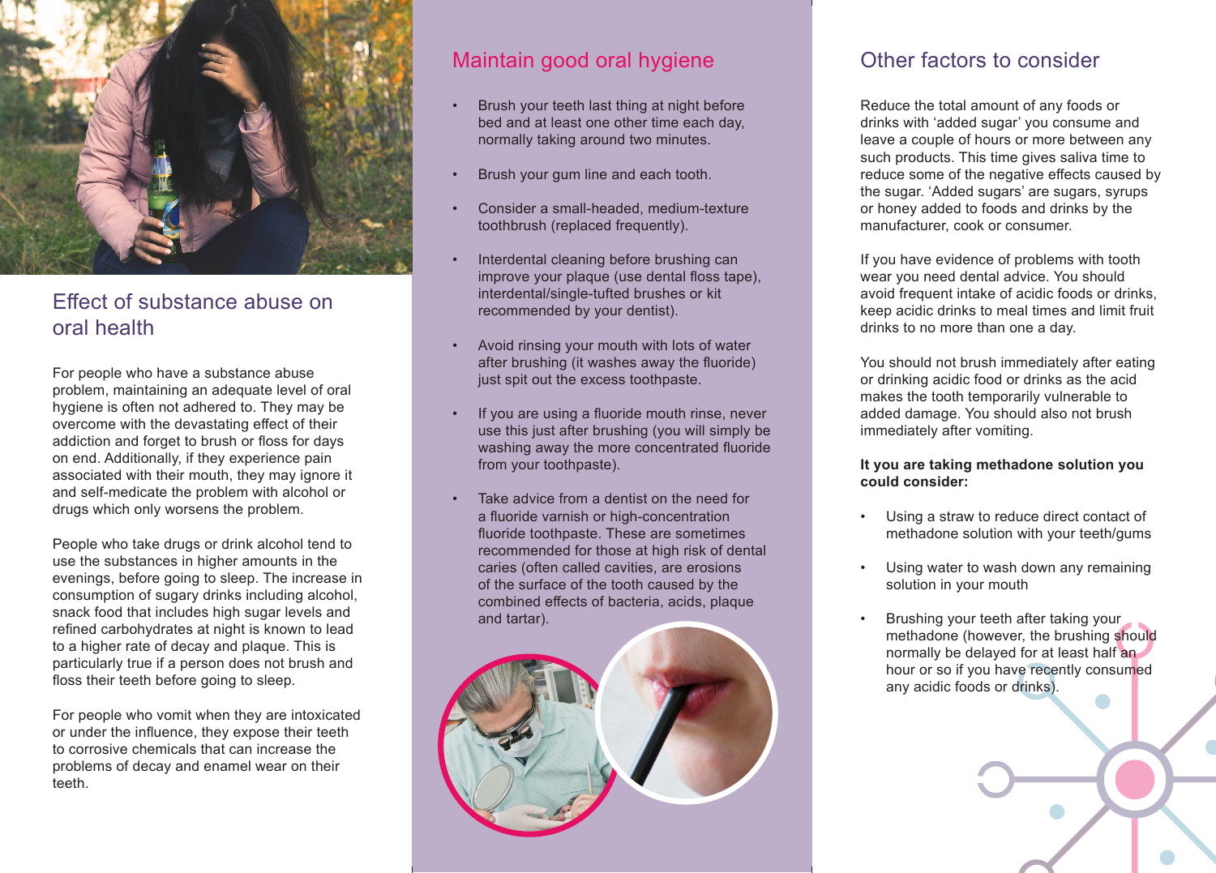## Effect of substance abuse on oral health

For people who have a substance abuse problem, maintaining an adequate level of oral hygiene is often not adhered to. They may be overcome with the devastating effect of their addiction and forget to brush or floss for days on end. Additionally, if they experience pain associated with their mouth, they may ignore it and self-medicate the problem with alcohol or drugs which only worsens the problem.

People who take drugs or drink alcohol tend to use the substances in higher amounts in the evenings, before going to sleep. The increase in consumption of sugary drinks including alcohol, snack food that includes high sugar levels and refined carbohydrates at night is known to lead to a higher rate of decay and plaque. This is particularly true if a person does not brush and floss their teeth before going to sleep.

For people who vomit when they are intoxicated or under the influence, they expose their teeth to corrosive chemicals that can increase the problems of decay and enamel wear on their teeth.

## Maintain good oral hygiene

- Brush your teeth last thing at night before bed and at least one other time each day, normally taking around two minutes.
- Brush your gum line and each tooth.
- Consider a small-headed, medium-texture toothbrush (replaced frequently).
- Interdental cleaning before brushing can improve your plaque (use dental floss tape), interdental/single-tufted brushes or kit recommended by your dentist).
- Avoid rinsing your mouth with lots of water after brushing (it washes away the fluoride) just spit out the excess toothpaste.
- If you are using a fluoride mouth rinse, never use this just after brushing (you will simply be washing away the more concentrated fluoride from your toothpaste).
- Take advice from a dentist on the need for a fluoride varnish or high-concentration fluoride toothpaste. These are sometimes recommended for those at high risk of dental caries (often called cavities, are erosions of the surface of the tooth caused by the combined effects of bacteria, acids, plaque and tartar).

## Other factors to consider

Reduce the total amount of any foods or drinks with 'added sugar' you consume and leave a couple of hours or more between any such products. This time gives saliva time to reduce some of the negative effects caused by the sugar. 'Added sugars' are sugars, syrups or honey added to foods and drinks by the manufacturer, cook or consumer.

If you have evidence of problems with tooth wear you need dental advice. You should avoid frequent intake of acidic foods or drinks, keep acidic drinks to meal times and limit fruit drinks to no more than one a day.

You should not brush immediately after eating or drinking acidic food or drinks as the acid makes the tooth temporarily vulnerable to added damage. You should also not brush immediately after vomiting.

**It you are taking methadone solution you could consider:**

- Using a straw to reduce direct contact of methadone solution with your teeth/gums
- Using water to wash down any remaining solution in your mouth
- Brushing your teeth after taking your methadone (however, the brushing should normally be delayed for at least half an hour or so if you have recently consumed any acidic foods or drinks).